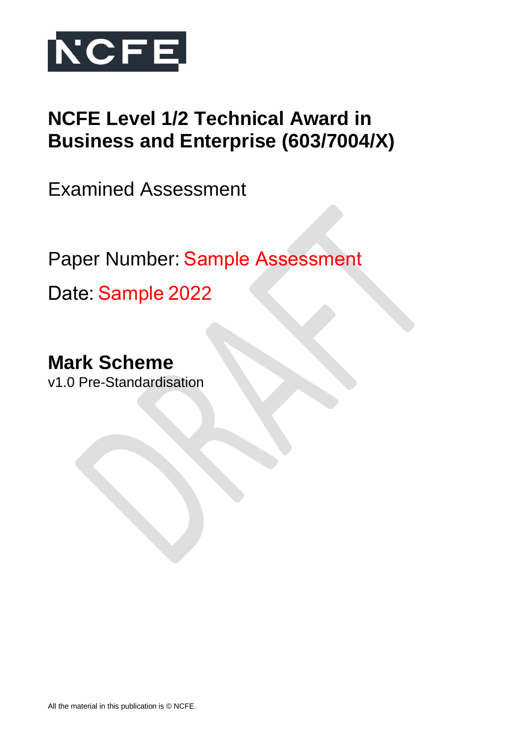NCFE

# NCFE Level 1/2 Technical Award in Business and Enterprise (603/7004/X)

Examined Assessment

Paper Number: Sample Assessment

Date: Sample 2022

## Mark Scheme

v1.0 Pre-Standardisation

All the material in this publication is © NCFE.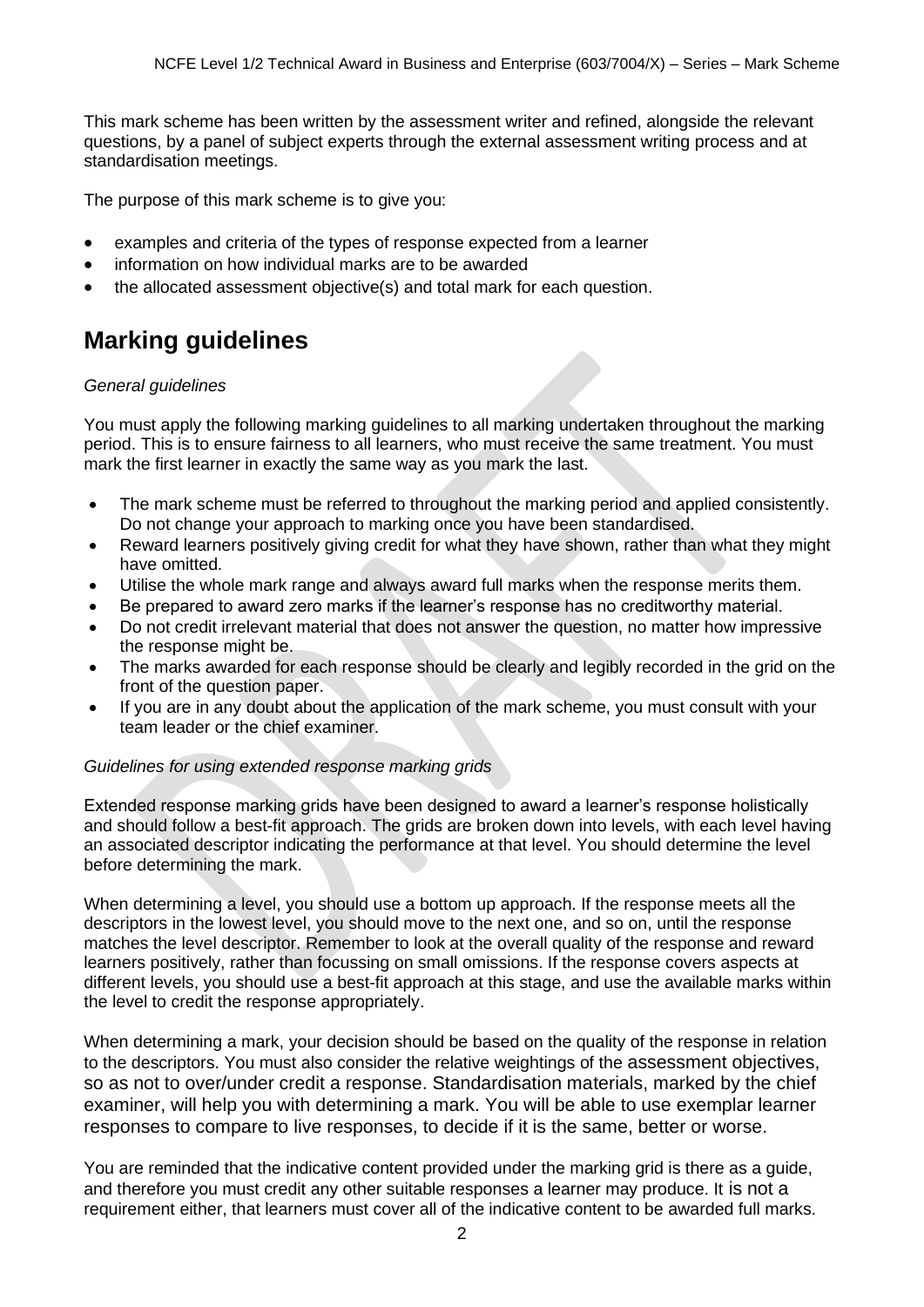This mark scheme has been written by the assessment writer and refined, alongside the relevant questions, by a panel of subject experts through the external assessment writing process and at standardisation meetings.

The purpose of this mark scheme is to give you:

- examples and criteria of the types of response expected from a learner
- information on how individual marks are to be awarded
- the allocated assessment objective(s) and total mark for each question.

# Marking guidelines

*General guidelines*

You must apply the following marking guidelines to all marking undertaken throughout the marking period. This is to ensure fairness to all learners, who must receive the same treatment. You must mark the first learner in exactly the same way as you mark the last.

- The mark scheme must be referred to throughout the marking period and applied consistently. Do not change your approach to marking once you have been standardised.
- Reward learners positively giving credit for what they have shown, rather than what they might have omitted.
- Utilise the whole mark range and always award full marks when the response merits them.
- Be prepared to award zero marks if the learner's response has no creditworthy material.
- Do not credit irrelevant material that does not answer the question, no matter how impressive the response might be.
- The marks awarded for each response should be clearly and legibly recorded in the grid on the front of the question paper.
- If you are in any doubt about the application of the mark scheme, you must consult with your team leader or the chief examiner.

*Guidelines for using extended response marking grids*

Extended response marking grids have been designed to award a learner's response holistically and should follow a best-fit approach. The grids are broken down into levels, with each level having an associated descriptor indicating the performance at that level. You should determine the level before determining the mark.

When determining a level, you should use a bottom up approach. If the response meets all the descriptors in the lowest level, you should move to the next one, and so on, until the response matches the level descriptor. Remember to look at the overall quality of the response and reward learners positively, rather than focussing on small omissions. If the response covers aspects at different levels, you should use a best-fit approach at this stage, and use the available marks within the level to credit the response appropriately.

When determining a mark, your decision should be based on the quality of the response in relation to the descriptors. You must also consider the relative weightings of the assessment objectives, so as not to over/under credit a response. Standardisation materials, marked by the chief examiner, will help you with determining a mark. You will be able to use exemplar learner responses to compare to live responses, to decide if it is the same, better or worse.

You are reminded that the indicative content provided under the marking grid is there as a guide, and therefore you must credit any other suitable responses a learner may produce. It is not a requirement either, that learners must cover all of the indicative content to be awarded full marks.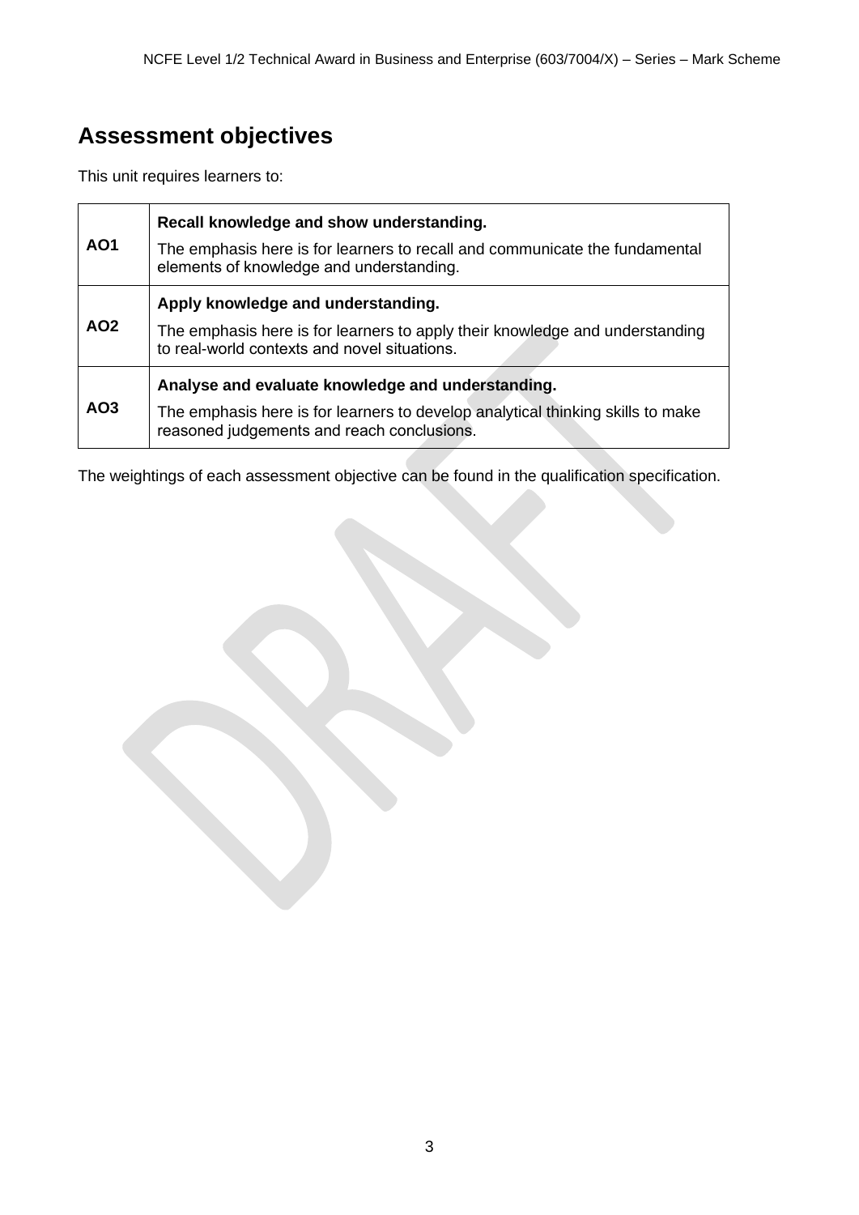## Assessment objectives

This unit requires learners to:

| | |
|---|---|
| **AO1** | **Recall knowledge and show understanding.** The emphasis here is for learners to recall and communicate the fundamental elements of knowledge and understanding. |
| **AO2** | **Apply knowledge and understanding.** The emphasis here is for learners to apply their knowledge and understanding to real-world contexts and novel situations. |
| **AO3** | **Analyse and evaluate knowledge and understanding.** The emphasis here is for learners to develop analytical thinking skills to make reasoned judgements and reach conclusions. |

The weightings of each assessment objective can be found in the qualification specification.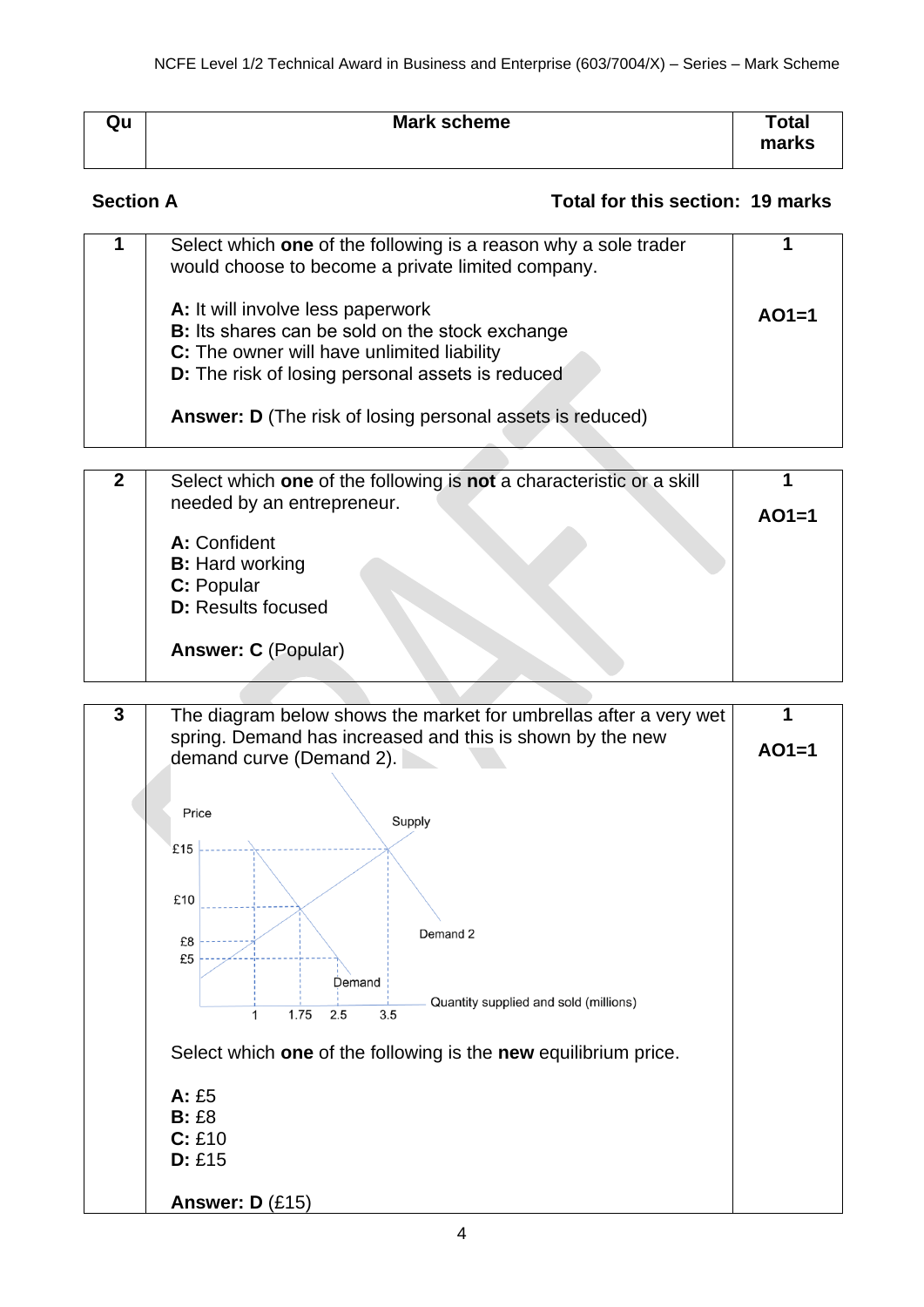| Qu | Mark scheme | Total marks |
|---|---|---|

**Section A** **Total for this section: 19 marks**

| Qu | Mark scheme | Total marks |
|---|---|---|
| 1 | Select which **one** of the following is a reason why a sole trader would choose to become a private limited company.<br><br>**A:** It will involve less paperwork<br>**B:** Its shares can be sold on the stock exchange<br>**C:** The owner will have unlimited liability<br>**D:** The risk of losing personal assets is reduced<br><br>**Answer: D** (The risk of losing personal assets is reduced) | 1<br><br>**AO1=1** |
| 2 | Select which **one** of the following is **not** a characteristic or a skill needed by an entrepreneur.<br><br>**A:** Confident<br>**B:** Hard working<br>**C:** Popular<br>**D:** Results focused<br><br>**Answer: C** (Popular) | 1<br><br>**AO1=1** |
| 3 | The diagram below shows the market for umbrellas after a very wet spring. Demand has increased and this is shown by the new demand curve (Demand 2).<br><br>Price: £15, £10, £8, £5 — Supply, Demand, Demand 2 — Quantity supplied and sold (millions): 1, 1.75, 2.5, 3.5<br><br>Select which **one** of the following is the **new** equilibrium price.<br><br>**A:** £5<br>**B:** £8<br>**C:** £10<br>**D:** £15<br><br>**Answer: D** (£15) | 1<br><br>**AO1=1** |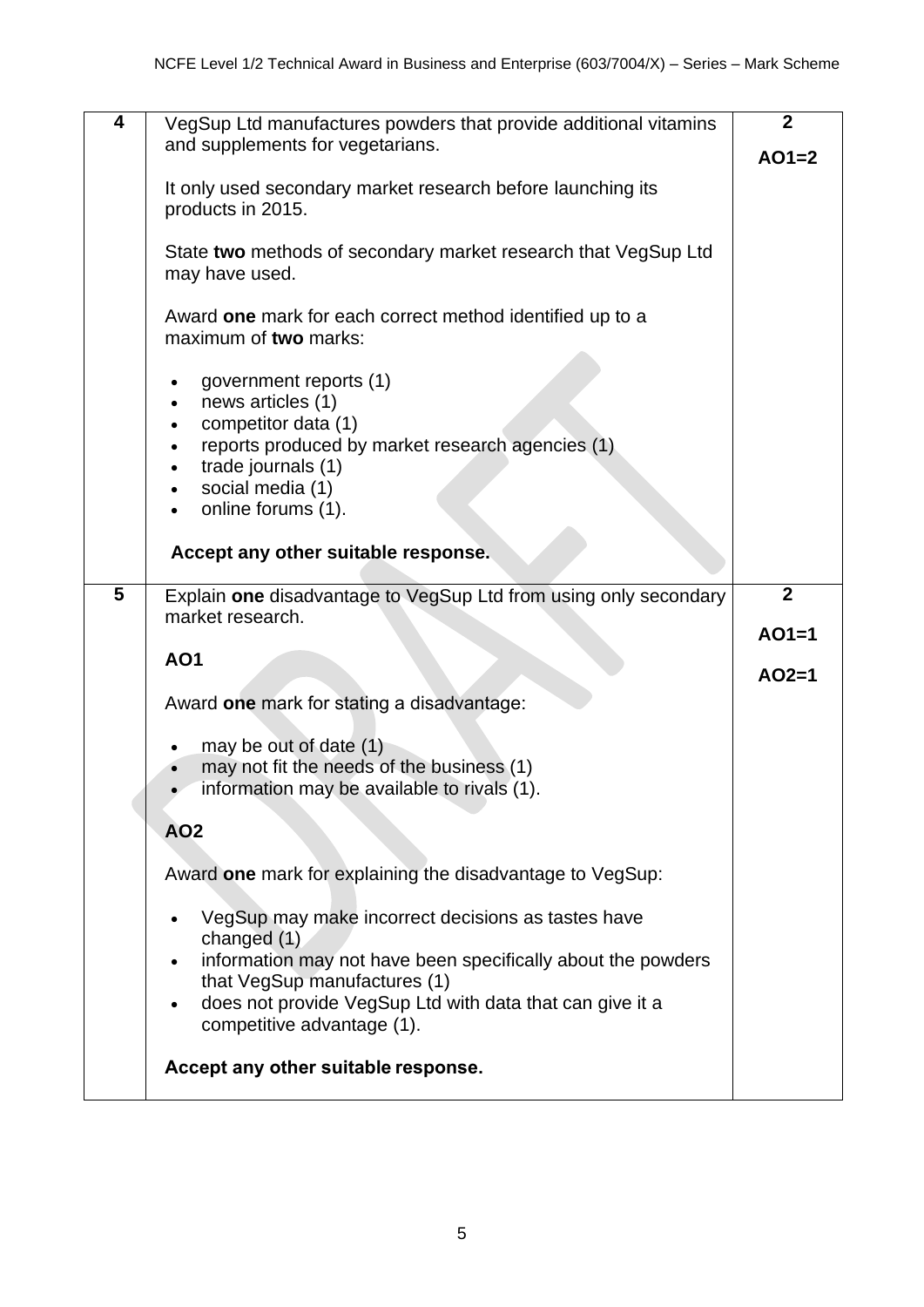| | | |
|---|---|---|
| **4** | VegSup Ltd manufactures powders that provide additional vitamins and supplements for vegetarians.<br><br>It only used secondary market research before launching its products in 2015.<br><br>State **two** methods of secondary market research that VegSup Ltd may have used.<br><br>Award **one** mark for each correct method identified up to a maximum of **two** marks:<br><br>• government reports (1)<br>• news articles (1)<br>• competitor data (1)<br>• reports produced by market research agencies (1)<br>• trade journals (1)<br>• social media (1)<br>• online forums (1).<br><br>**Accept any other suitable response.** | **2**<br><br>**AO1=2** |
| **5** | Explain **one** disadvantage to VegSup Ltd from using only secondary market research.<br><br>**AO1**<br><br>Award **one** mark for stating a disadvantage:<br><br>• may be out of date (1)<br>• may not fit the needs of the business (1)<br>• information may be available to rivals (1).<br><br>**AO2**<br><br>Award **one** mark for explaining the disadvantage to VegSup:<br><br>• VegSup may make incorrect decisions as tastes have changed (1)<br>• information may not have been specifically about the powders that VegSup manufactures (1)<br>• does not provide VegSup Ltd with data that can give it a competitive advantage (1).<br><br>**Accept any other suitable response.** | **2**<br><br>**AO1=1**<br><br>**AO2=1** |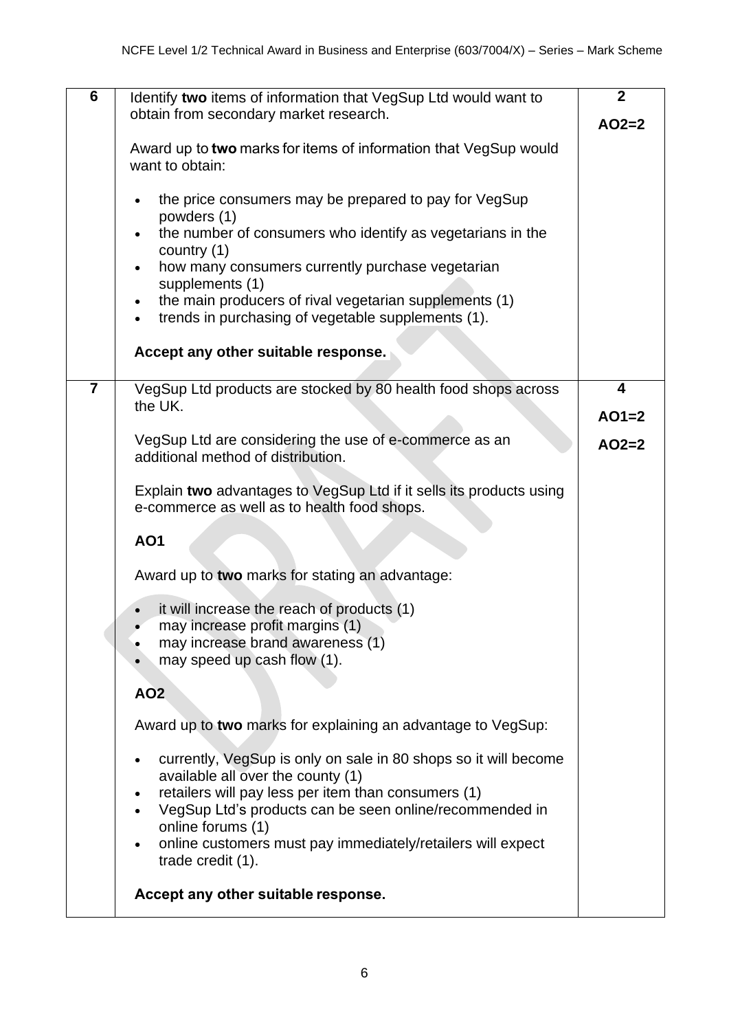| Question | Answer | Marks |
| --- | --- | --- |
| 6 | Identify **two** items of information that VegSup Ltd would want to obtain from secondary market research.<br><br>Award up to **two** marks for items of information that VegSup would want to obtain:<br><br>• the price consumers may be prepared to pay for VegSup powders (1)<br>• the number of consumers who identify as vegetarians in the country (1)<br>• how many consumers currently purchase vegetarian supplements (1)<br>• the main producers of rival vegetarian supplements (1)<br>• trends in purchasing of vegetable supplements (1).<br><br>**Accept any other suitable response.** | **2**<br><br>**AO2=2** |
| 7 | VegSup Ltd products are stocked by 80 health food shops across the UK.<br><br>VegSup Ltd are considering the use of e-commerce as an additional method of distribution.<br><br>Explain **two** advantages to VegSup Ltd if it sells its products using e-commerce as well as to health food shops.<br><br>**AO1**<br><br>Award up to **two** marks for stating an advantage:<br><br>• it will increase the reach of products (1)<br>• may increase profit margins (1)<br>• may increase brand awareness (1)<br>• may speed up cash flow (1).<br><br>**AO2**<br><br>Award up to **two** marks for explaining an advantage to VegSup:<br><br>• currently, VegSup is only on sale in 80 shops so it will become available all over the county (1)<br>• retailers will pay less per item than consumers (1)<br>• VegSup Ltd's products can be seen online/recommended in online forums (1)<br>• online customers must pay immediately/retailers will expect trade credit (1).<br><br>**Accept any other suitable response.** | **4**<br><br>**AO1=2**<br><br>**AO2=2** |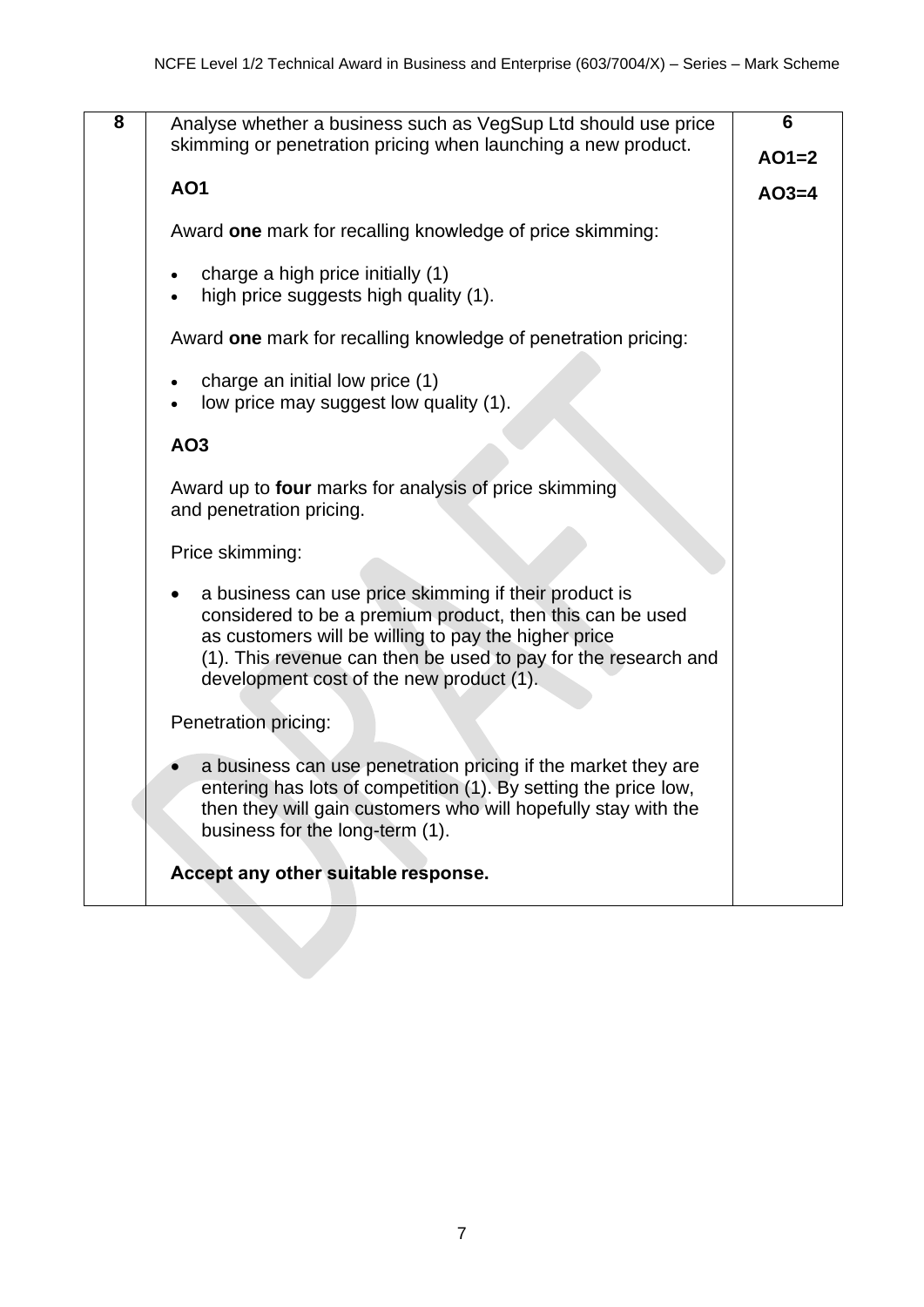| 8 | Analyse whether a business such as VegSup Ltd should use price skimming or penetration pricing when launching a new product. | 6 |
|---|---|---|
| | **AO1** | AO1=2 |
| | Award **one** mark for recalling knowledge of price skimming:<br><br>• charge a high price initially (1)<br>• high price suggests high quality (1).<br><br>Award **one** mark for recalling knowledge of penetration pricing:<br><br>• charge an initial low price (1)<br>• low price may suggest low quality (1). | AO3=4 |
| | **AO3**<br><br>Award up to **four** marks for analysis of price skimming and penetration pricing.<br><br>Price skimming:<br><br>• a business can use price skimming if their product is considered to be a premium product, then this can be used as customers will be willing to pay the higher price (1). This revenue can then be used to pay for the research and development cost of the new product (1).<br><br>Penetration pricing:<br><br>• a business can use penetration pricing if the market they are entering has lots of competition (1). By setting the price low, then they will gain customers who will hopefully stay with the business for the long-term (1).<br><br>**Accept any other suitable response.** | |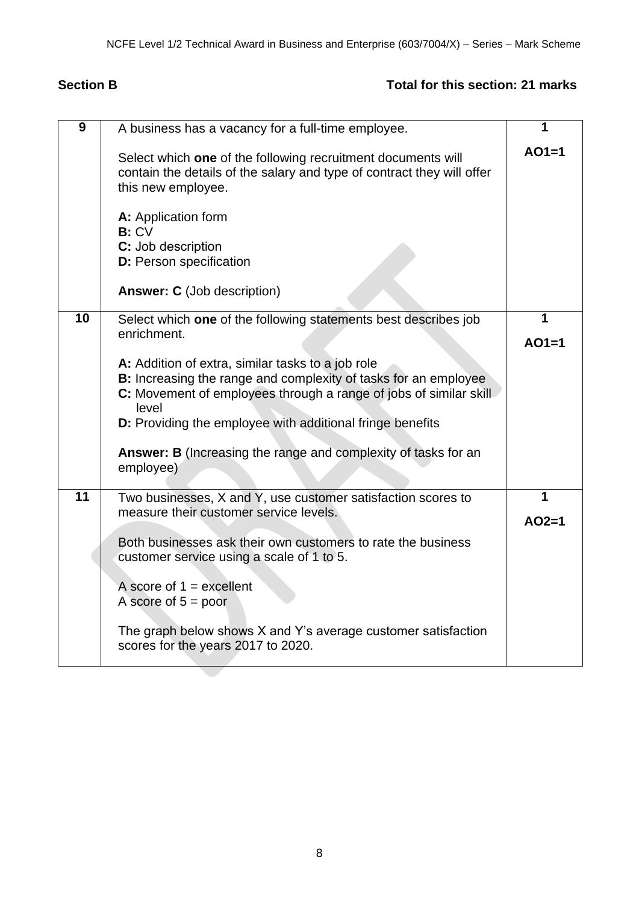**Section B** **Total for this section: 21 marks**

| | | |
|---|---|---|
| **9** | A business has a vacancy for a full-time employee.<br><br>Select which **one** of the following recruitment documents will contain the details of the salary and type of contract they will offer this new employee.<br><br>**A:** Application form<br>**B:** CV<br>**C:** Job description<br>**D:** Person specification<br><br>**Answer: C** (Job description) | **1**<br><br>**AO1=1** |
| **10** | Select which **one** of the following statements best describes job enrichment.<br><br>**A:** Addition of extra, similar tasks to a job role<br>**B:** Increasing the range and complexity of tasks for an employee<br>**C:** Movement of employees through a range of jobs of similar skill level<br>**D:** Providing the employee with additional fringe benefits<br><br>**Answer: B** (Increasing the range and complexity of tasks for an employee) | **1**<br><br>**AO1=1** |
| **11** | Two businesses, X and Y, use customer satisfaction scores to measure their customer service levels.<br><br>Both businesses ask their own customers to rate the business customer service using a scale of 1 to 5.<br><br>A score of 1 = excellent<br>A score of 5 = poor<br><br>The graph below shows X and Y's average customer satisfaction scores for the years 2017 to 2020. | **1**<br><br>**AO2=1** |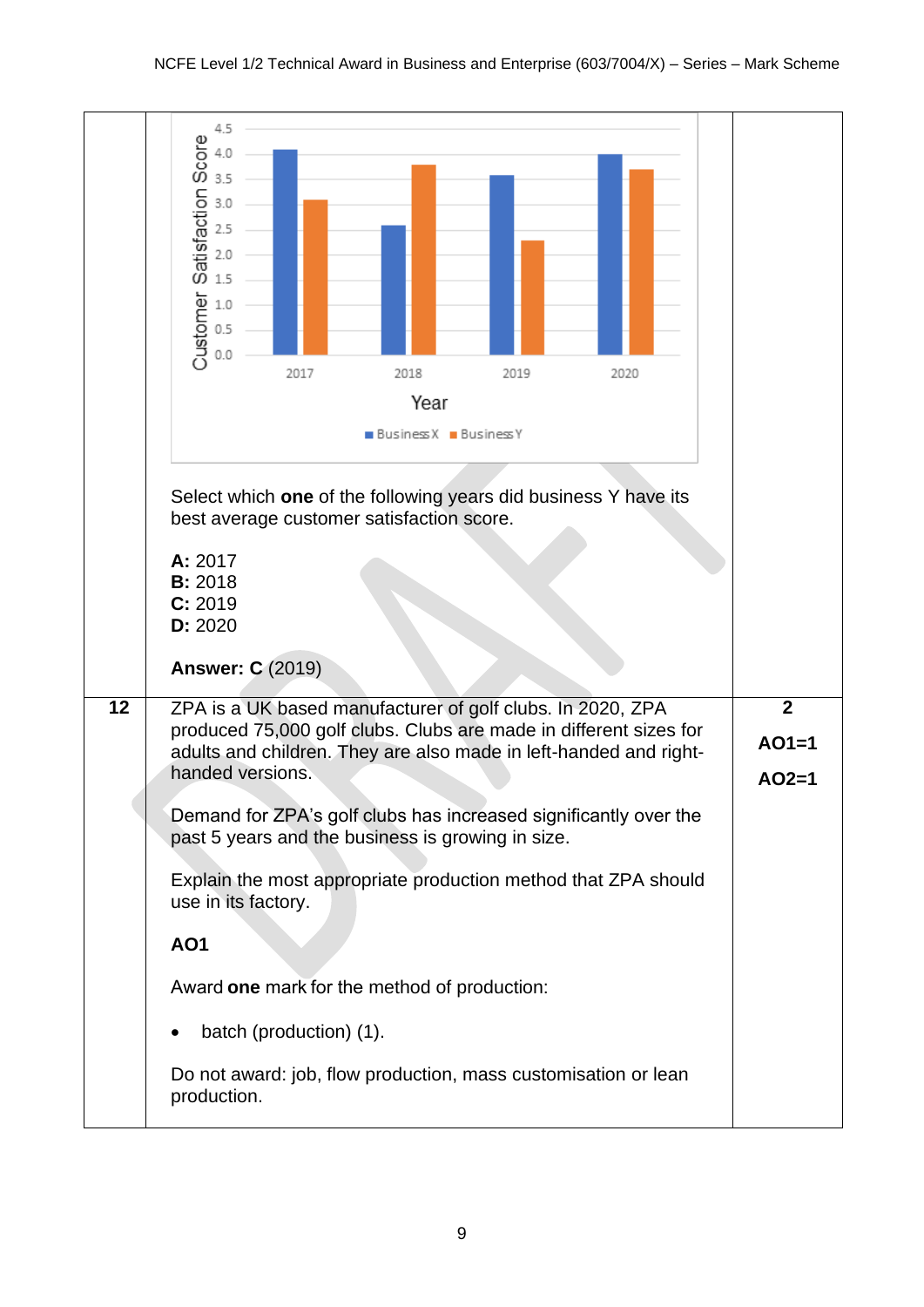| | | |
|---|---|---|
| | Customer Satisfaction Score (chart: Business X, Business Y; years 2017, 2018, 2019, 2020)<br><br>Select which **one** of the following years did business Y have its best average customer satisfaction score.<br><br>**A:** 2017<br>**B:** 2018<br>**C:** 2019<br>**D:** 2020<br><br>**Answer: C** (2019) | |
| **12** | ZPA is a UK based manufacturer of golf clubs. In 2020, ZPA produced 75,000 golf clubs. Clubs are made in different sizes for adults and children. They are also made in left-handed and right-handed versions.<br><br>Demand for ZPA's golf clubs has increased significantly over the past 5 years and the business is growing in size.<br><br>Explain the most appropriate production method that ZPA should use in its factory.<br><br>**AO1**<br><br>Award **one** mark for the method of production:<br><br>• batch (production) (1).<br><br>Do not award: job, flow production, mass customisation or lean production. | **2**<br><br>**AO1=1**<br><br>**AO2=1** |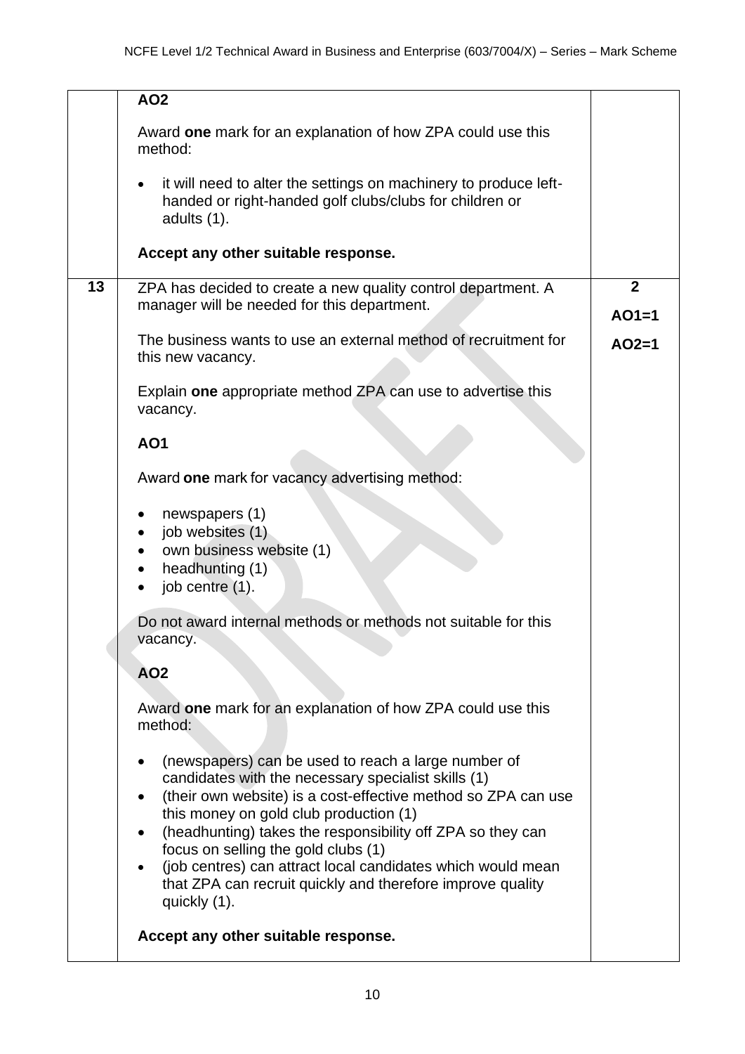| | | |
|---|---|---|
| | **AO2**<br><br>Award **one** mark for an explanation of how ZPA could use this method:<br><br>• it will need to alter the settings on machinery to produce left-handed or right-handed golf clubs/clubs for children or adults (1).<br><br>**Accept any other suitable response.** | |
| **13** | ZPA has decided to create a new quality control department. A manager will be needed for this department.<br><br>The business wants to use an external method of recruitment for this new vacancy.<br><br>Explain **one** appropriate method ZPA can use to advertise this vacancy.<br><br>**AO1**<br><br>Award **one** mark for vacancy advertising method:<br><br>• newspapers (1)<br>• job websites (1)<br>• own business website (1)<br>• headhunting (1)<br>• job centre (1).<br><br>Do not award internal methods or methods not suitable for this vacancy.<br><br>**AO2**<br><br>Award **one** mark for an explanation of how ZPA could use this method:<br><br>• (newspapers) can be used to reach a large number of candidates with the necessary specialist skills (1)<br>• (their own website) is a cost-effective method so ZPA can use this money on gold club production (1)<br>• (headhunting) takes the responsibility off ZPA so they can focus on selling the gold clubs (1)<br>• (job centres) can attract local candidates which would mean that ZPA can recruit quickly and therefore improve quality quickly (1).<br><br>**Accept any other suitable response.** | **2**<br><br>**AO1=1**<br><br>**AO2=1** |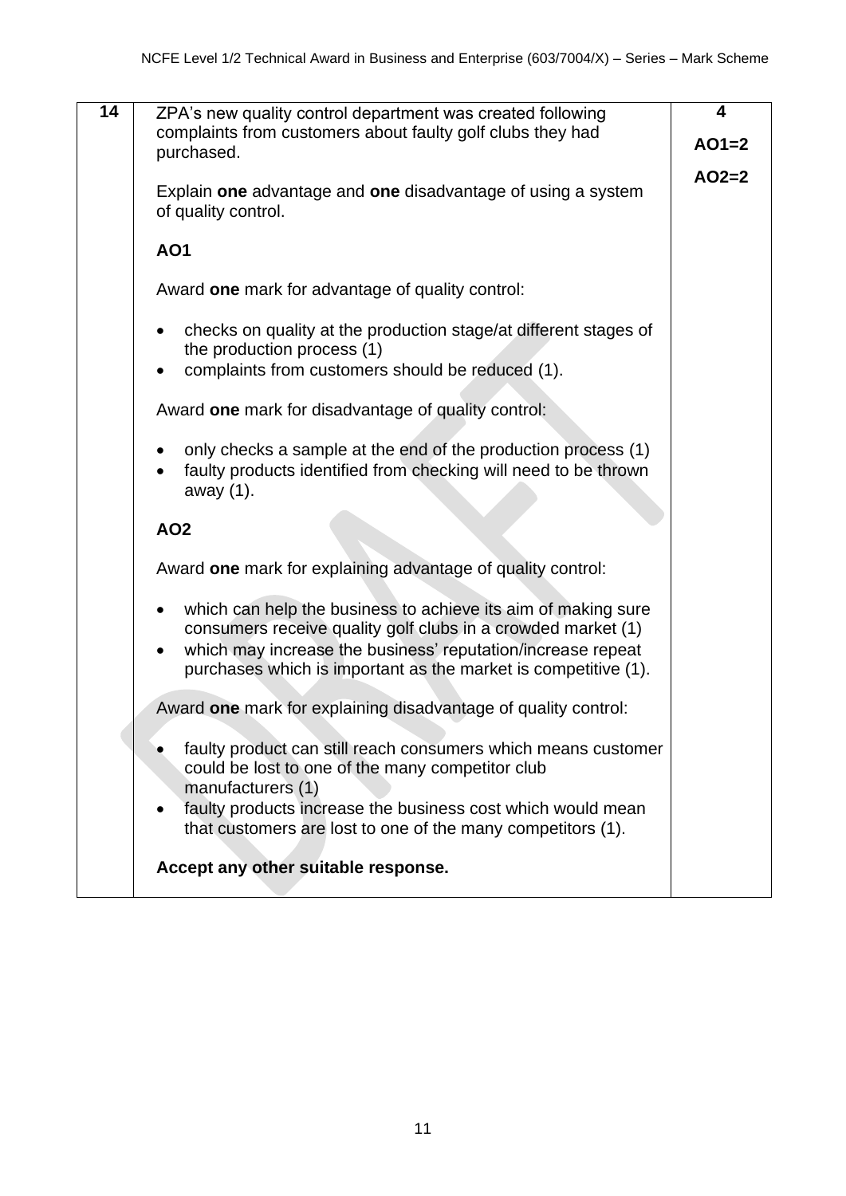| 14 | ZPA's new quality control department was created following complaints from customers about faulty golf clubs they had purchased.<br><br>Explain **one** advantage and **one** disadvantage of using a system of quality control.<br><br>**AO1**<br><br>Award **one** mark for advantage of quality control:<br><br>• checks on quality at the production stage/at different stages of the production process (1)<br>• complaints from customers should be reduced (1).<br><br>Award **one** mark for disadvantage of quality control:<br><br>• only checks a sample at the end of the production process (1)<br>• faulty products identified from checking will need to be thrown away (1).<br><br>**AO2**<br><br>Award **one** mark for explaining advantage of quality control:<br><br>• which can help the business to achieve its aim of making sure consumers receive quality golf clubs in a crowded market (1)<br>• which may increase the business' reputation/increase repeat purchases which is important as the market is competitive (1).<br><br>Award **one** mark for explaining disadvantage of quality control:<br><br>• faulty product can still reach consumers which means customer could be lost to one of the many competitor club manufacturers (1)<br>• faulty products increase the business cost which would mean that customers are lost to one of the many competitors (1).<br><br>**Accept any other suitable response.** | **4**<br><br>**AO1=2**<br><br>**AO2=2** |
|---|---|---|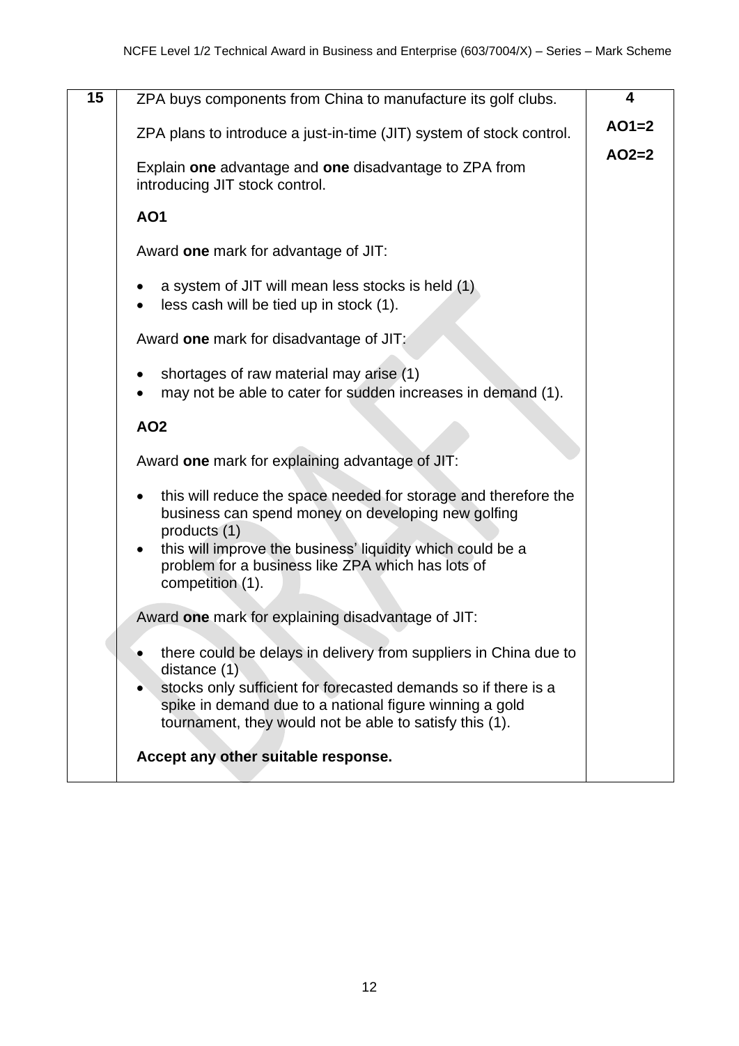| | | |
|---|---|---|
| **15** | ZPA buys components from China to manufacture its golf clubs.<br><br>ZPA plans to introduce a just-in-time (JIT) system of stock control.<br><br>Explain **one** advantage and **one** disadvantage to ZPA from introducing JIT stock control.<br><br>**AO1**<br><br>Award **one** mark for advantage of JIT:<br><br>• a system of JIT will mean less stocks is held (1)<br>• less cash will be tied up in stock (1).<br><br>Award **one** mark for disadvantage of JIT:<br><br>• shortages of raw material may arise (1)<br>• may not be able to cater for sudden increases in demand (1).<br><br>**AO2**<br><br>Award **one** mark for explaining advantage of JIT:<br><br>• this will reduce the space needed for storage and therefore the business can spend money on developing new golfing products (1)<br>• this will improve the business' liquidity which could be a problem for a business like ZPA which has lots of competition (1).<br><br>Award **one** mark for explaining disadvantage of JIT:<br><br>• there could be delays in delivery from suppliers in China due to distance (1)<br>• stocks only sufficient for forecasted demands so if there is a spike in demand due to a national figure winning a gold tournament, they would not be able to satisfy this (1).<br><br>**Accept any other suitable response.** | **4**<br><br>**AO1=2**<br><br>**AO2=2** |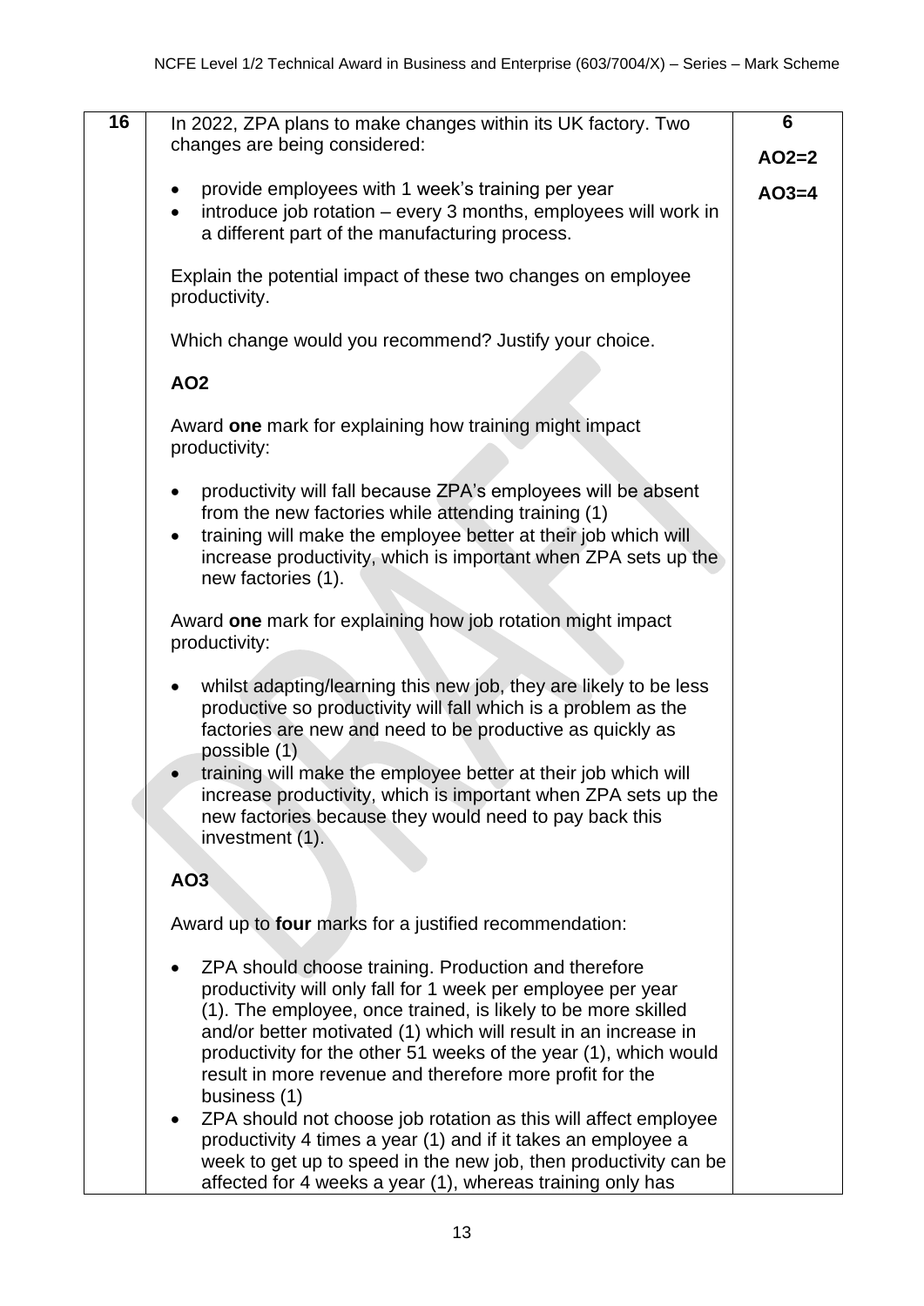| 16 | In 2022, ZPA plans to make changes within its UK factory. Two changes are being considered:<br><br>• provide employees with 1 week's training per year<br>• introduce job rotation – every 3 months, employees will work in a different part of the manufacturing process.<br><br>Explain the potential impact of these two changes on employee productivity.<br><br>Which change would you recommend? Justify your choice.<br><br>**AO2**<br><br>Award **one** mark for explaining how training might impact productivity:<br><br>• productivity will fall because ZPA's employees will be absent from the new factories while attending training (1)<br>• training will make the employee better at their job which will increase productivity, which is important when ZPA sets up the new factories (1).<br><br>Award **one** mark for explaining how job rotation might impact productivity:<br><br>• whilst adapting/learning this new job, they are likely to be less productive so productivity will fall which is a problem as the factories are new and need to be productive as quickly as possible (1)<br>• training will make the employee better at their job which will increase productivity, which is important when ZPA sets up the new factories because they would need to pay back this investment (1).<br><br>**AO3**<br><br>Award up to **four** marks for a justified recommendation:<br><br>• ZPA should choose training. Production and therefore productivity will only fall for 1 week per employee per year (1). The employee, once trained, is likely to be more skilled and/or better motivated (1) which will result in an increase in productivity for the other 51 weeks of the year (1), which would result in more revenue and therefore more profit for the business (1)<br>• ZPA should not choose job rotation as this will affect employee productivity 4 times a year (1) and if it takes an employee a week to get up to speed in the new job, then productivity can be affected for 4 weeks a year (1), whereas training only has | **6**<br><br>**AO2=2**<br><br>**AO3=4** |
|---|---|---|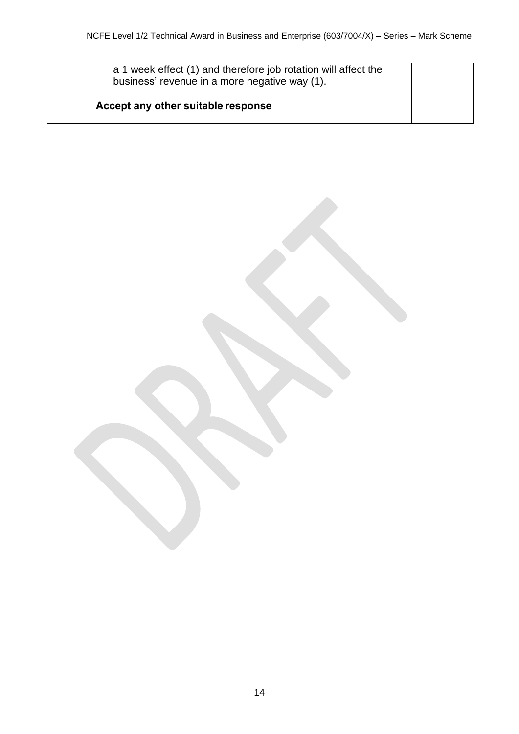| | | |
|---|---|---|
| | a 1 week effect (1) and therefore job rotation will affect the business' revenue in a more negative way (1).<br><br>**Accept any other suitable response** | |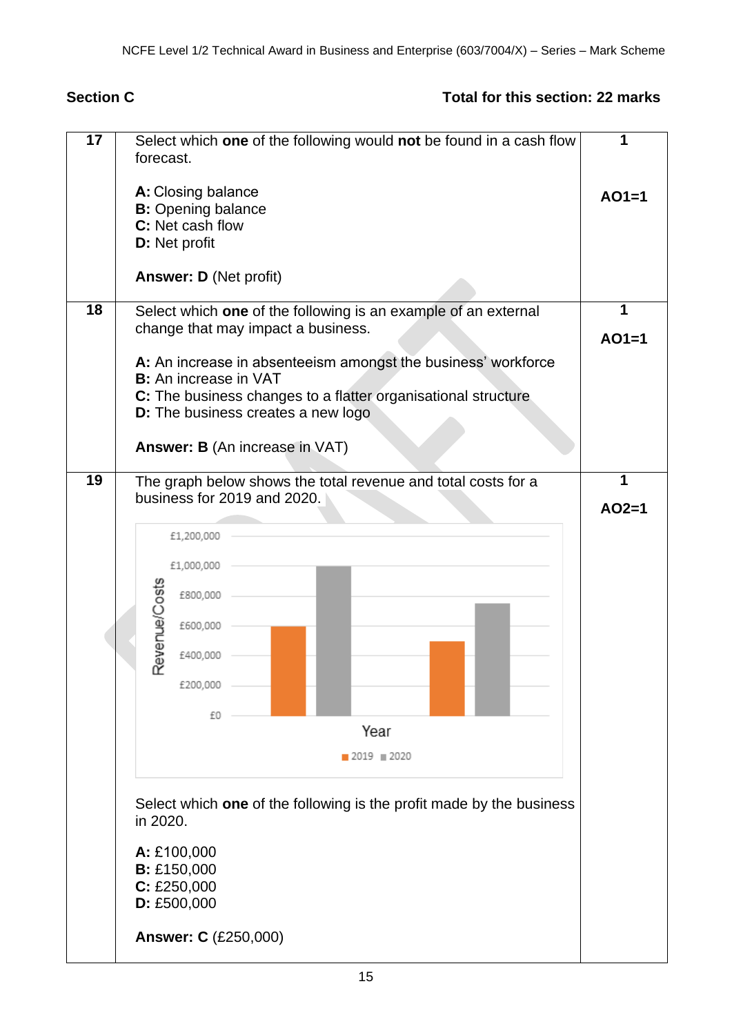## Section C

**Total for this section: 22 marks**

| | | |
|---|---|---|
| **17** | Select which **one** of the following would **not** be found in a cash flow forecast.<br><br>**A:** Closing balance<br>**B:** Opening balance<br>**C:** Net cash flow<br>**D:** Net profit<br><br>**Answer: D** (Net profit) | **1**<br><br>**AO1=1** |
| **18** | Select which **one** of the following is an example of an external change that may impact a business.<br><br>**A:** An increase in absenteeism amongst the business' workforce<br>**B:** An increase in VAT<br>**C:** The business changes to a flatter organisational structure<br>**D:** The business creates a new logo<br><br>**Answer: B** (An increase in VAT) | **1**<br><br>**AO1=1** |
| **19** | The graph below shows the total revenue and total costs for a business for 2019 and 2020.<br><br>[Bar chart: Revenue/Costs (£0 to £1,200,000) by Year; legend: 2019, 2020]<br><br>Select which **one** of the following is the profit made by the business in 2020.<br><br>**A:** £100,000<br>**B:** £150,000<br>**C:** £250,000<br>**D:** £500,000<br><br>**Answer: C** (£250,000) | **1**<br><br>**AO2=1** |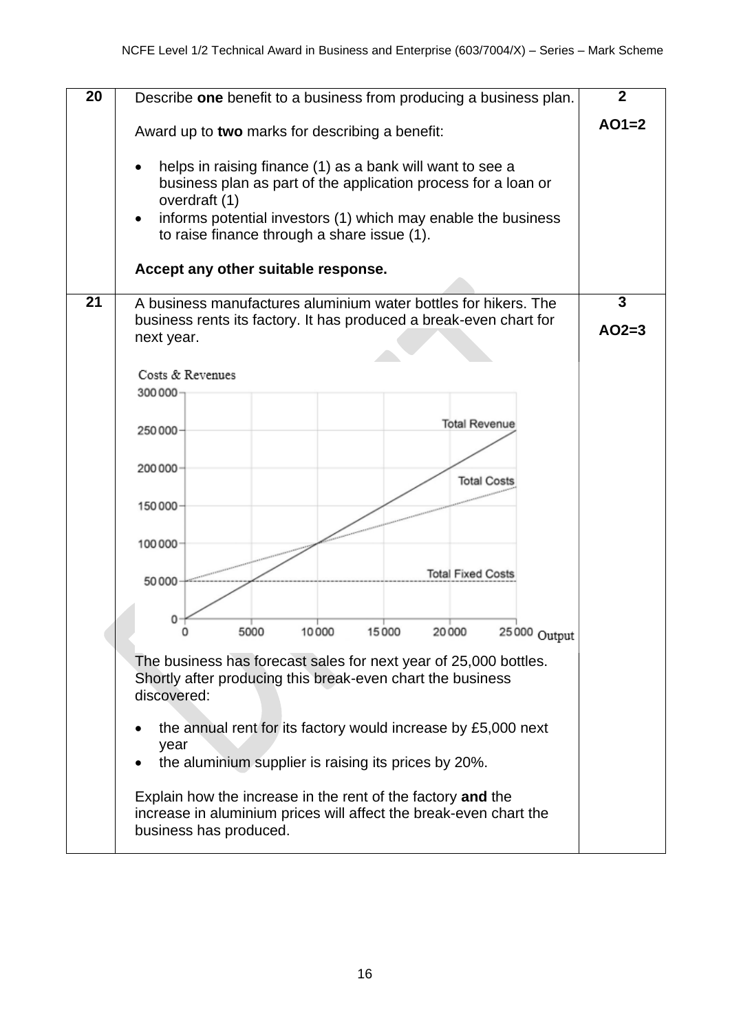| | | |
|---|---|---|
| **20** | Describe **one** benefit to a business from producing a business plan.<br><br>Award up to **two** marks for describing a benefit:<br><br>• helps in raising finance (1) as a bank will want to see a business plan as part of the application process for a loan or overdraft (1)<br>• informs potential investors (1) which may enable the business to raise finance through a share issue (1).<br><br>**Accept any other suitable response.** | **2**<br><br>**AO1=2** |
| **21** | A business manufactures aluminium water bottles for hikers. The business rents its factory. It has produced a break-even chart for next year.<br><br>Costs & Revenues (y-axis: 0, 50 000, 100 000, 150 000, 200 000, 250 000, 300 000); Output (x-axis: 0, 5000, 10 000, 15 000, 20 000, 25 000); lines: Total Revenue, Total Costs, Total Fixed Costs<br><br>The business has forecast sales for next year of 25,000 bottles. Shortly after producing this break-even chart the business discovered:<br><br>• the annual rent for its factory would increase by £5,000 next year<br>• the aluminium supplier is raising its prices by 20%.<br><br>Explain how the increase in the rent of the factory **and** the increase in aluminium prices will affect the break-even chart the business has produced. | **3**<br><br>**AO2=3** |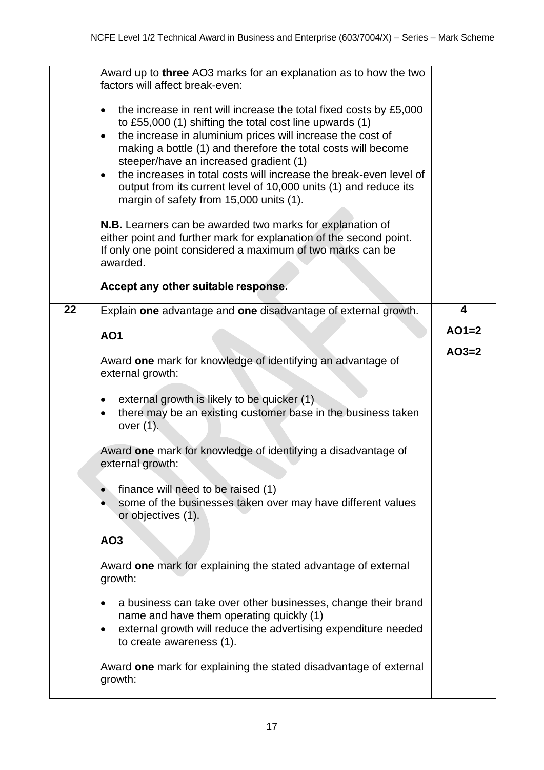| | | |
|---|---|---|
| | Award up to **three** AO3 marks for an explanation as to how the two factors will affect break-even:<br><br>• the increase in rent will increase the total fixed costs by £5,000 to £55,000 (1) shifting the total cost line upwards (1)<br>• the increase in aluminium prices will increase the cost of making a bottle (1) and therefore the total costs will become steeper/have an increased gradient (1)<br>• the increases in total costs will increase the break-even level of output from its current level of 10,000 units (1) and reduce its margin of safety from 15,000 units (1).<br><br>**N.B.** Learners can be awarded two marks for explanation of either point and further mark for explanation of the second point. If only one point considered a maximum of two marks can be awarded.<br><br>**Accept any other suitable response.** | |
| **22** | Explain **one** advantage and **one** disadvantage of external growth.<br><br>**AO1**<br><br>Award **one** mark for knowledge of identifying an advantage of external growth:<br><br>• external growth is likely to be quicker (1)<br>• there may be an existing customer base in the business taken over (1).<br><br>Award **one** mark for knowledge of identifying a disadvantage of external growth:<br><br>• finance will need to be raised (1)<br>• some of the businesses taken over may have different values or objectives (1).<br><br>**AO3**<br><br>Award **one** mark for explaining the stated advantage of external growth:<br><br>• a business can take over other businesses, change their brand name and have them operating quickly (1)<br>• external growth will reduce the advertising expenditure needed to create awareness (1).<br><br>Award **one** mark for explaining the stated disadvantage of external growth: | **4**<br><br>**AO1=2**<br><br>**AO3=2** |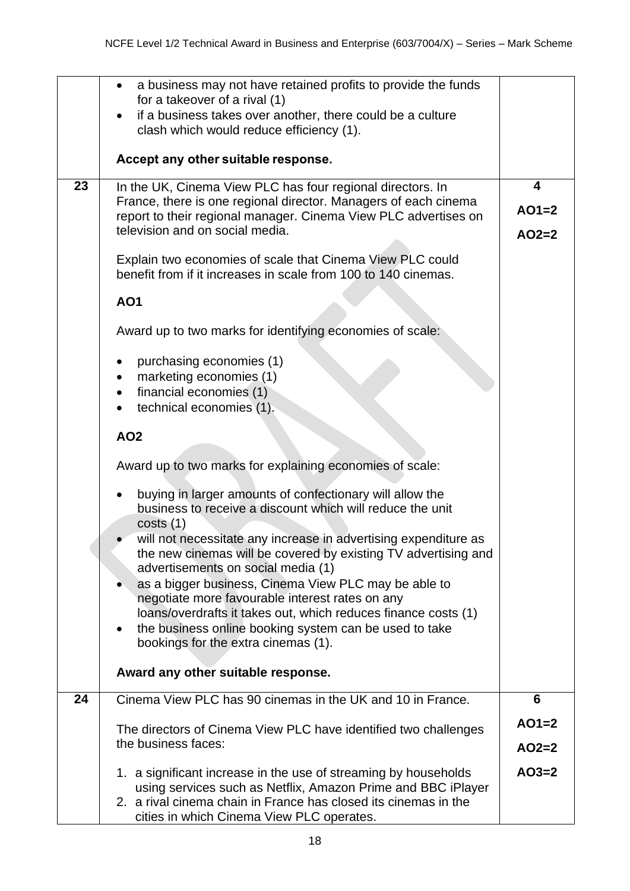| | | |
|---|---|---|
| | • a business may not have retained profits to provide the funds for a takeover of a rival (1)<br>• if a business takes over another, there could be a culture clash which would reduce efficiency (1).<br><br>**Accept any other suitable response.** | |
| **23** | In the UK, Cinema View PLC has four regional directors. In France, there is one regional director. Managers of each cinema report to their regional manager. Cinema View PLC advertises on television and on social media.<br><br>Explain two economies of scale that Cinema View PLC could benefit from if it increases in scale from 100 to 140 cinemas.<br><br>**AO1**<br><br>Award up to two marks for identifying economies of scale:<br><br>• purchasing economies (1)<br>• marketing economies (1)<br>• financial economies (1)<br>• technical economies (1).<br><br>**AO2**<br><br>Award up to two marks for explaining economies of scale:<br><br>• buying in larger amounts of confectionary will allow the business to receive a discount which will reduce the unit costs (1)<br>• will not necessitate any increase in advertising expenditure as the new cinemas will be covered by existing TV advertising and advertisements on social media (1)<br>• as a bigger business, Cinema View PLC may be able to negotiate more favourable interest rates on any loans/overdrafts it takes out, which reduces finance costs (1)<br>• the business online booking system can be used to take bookings for the extra cinemas (1).<br><br>**Award any other suitable response.** | **4**<br><br>**AO1=2**<br><br>**AO2=2** |
| **24** | Cinema View PLC has 90 cinemas in the UK and 10 in France.<br><br>The directors of Cinema View PLC have identified two challenges the business faces:<br><br>1. a significant increase in the use of streaming by households using services such as Netflix, Amazon Prime and BBC iPlayer<br>2. a rival cinema chain in France has closed its cinemas in the cities in which Cinema View PLC operates. | **6**<br><br>**AO1=2**<br><br>**AO2=2**<br><br>**AO3=2** |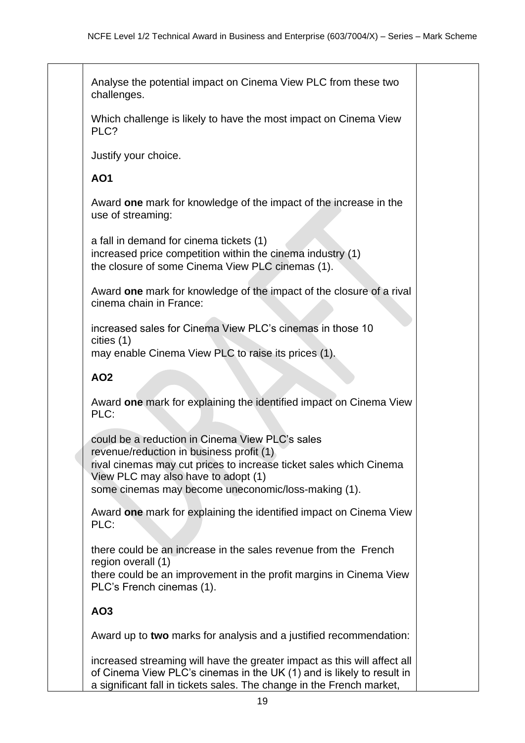Analyse the potential impact on Cinema View PLC from these two challenges.

Which challenge is likely to have the most impact on Cinema View PLC?

Justify your choice.

**AO1**

Award **one** mark for knowledge of the impact of the increase in the use of streaming:

a fall in demand for cinema tickets (1)
increased price competition within the cinema industry (1)
the closure of some Cinema View PLC cinemas (1).

Award **one** mark for knowledge of the impact of the closure of a rival cinema chain in France:

increased sales for Cinema View PLC's cinemas in those 10 cities (1)
may enable Cinema View PLC to raise its prices (1).

**AO2**

Award **one** mark for explaining the identified impact on Cinema View PLC:

could be a reduction in Cinema View PLC's sales revenue/reduction in business profit (1)
rival cinemas may cut prices to increase ticket sales which Cinema View PLC may also have to adopt (1)
some cinemas may become uneconomic/loss-making (1).

Award **one** mark for explaining the identified impact on Cinema View PLC:

there could be an increase in the sales revenue from the French region overall (1)
there could be an improvement in the profit margins in Cinema View PLC's French cinemas (1).

**AO3**

Award up to **two** marks for analysis and a justified recommendation:

increased streaming will have the greater impact as this will affect all of Cinema View PLC's cinemas in the UK (1) and is likely to result in a significant fall in tickets sales. The change in the French market,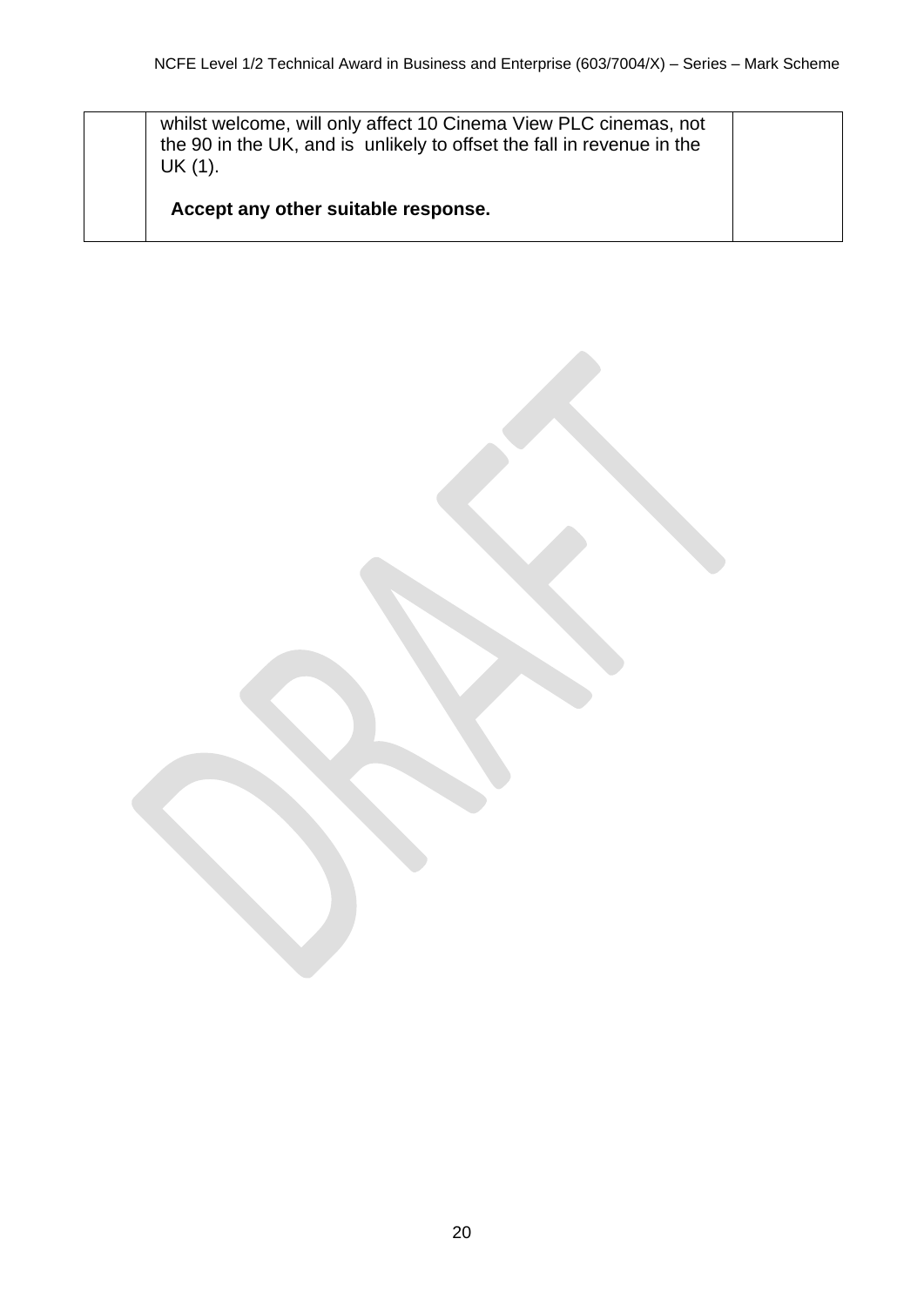| | | |
|---|---|---|
| | whilst welcome, will only affect 10 Cinema View PLC cinemas, not the 90 in the UK, and is unlikely to offset the fall in revenue in the UK (1).<br><br>**Accept any other suitable response.** | |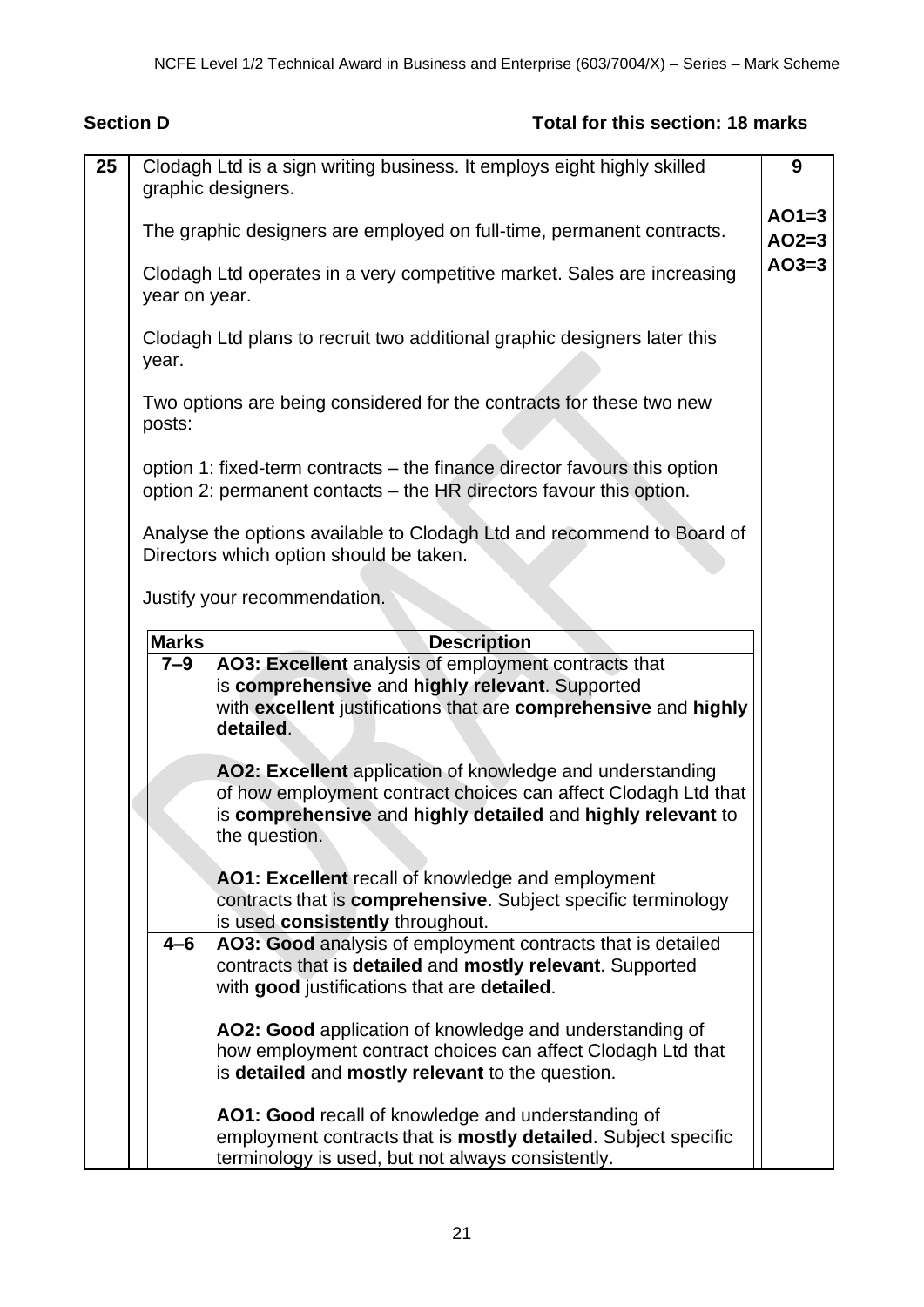## Section D

**Total for this section: 18 marks**

**25** Clodagh Ltd is a sign writing business. It employs eight highly skilled graphic designers.

The graphic designers are employed on full-time, permanent contracts.

Clodagh Ltd operates in a very competitive market. Sales are increasing year on year.

Clodagh Ltd plans to recruit two additional graphic designers later this year.

Two options are being considered for the contracts for these two new posts:

option 1: fixed-term contracts – the finance director favours this option
option 2: permanent contacts – the HR directors favour this option.

Analyse the options available to Clodagh Ltd and recommend to Board of Directors which option should be taken.

Justify your recommendation.

**9**

**AO1=3**
**AO2=3**
**AO3=3**

| Marks | Description |
|---|---|
| **7–9** | **AO3: Excellent** analysis of employment contracts that is **comprehensive** and **highly relevant**. Supported with **excellent** justifications that are **comprehensive** and **highly detailed**.<br><br>**AO2: Excellent** application of knowledge and understanding of how employment contract choices can affect Clodagh Ltd that is **comprehensive** and **highly detailed** and **highly relevant** to the question.<br><br>**AO1: Excellent** recall of knowledge and employment contracts that is **comprehensive**. Subject specific terminology is used **consistently** throughout. |
| **4–6** | **AO3: Good** analysis of employment contracts that is detailed contracts that is **detailed** and **mostly relevant**. Supported with **good** justifications that are **detailed**.<br><br>**AO2: Good** application of knowledge and understanding of how employment contract choices can affect Clodagh Ltd that is **detailed** and **mostly relevant** to the question.<br><br>**AO1: Good** recall of knowledge and understanding of employment contracts that is **mostly detailed**. Subject specific terminology is used, but not always consistently. |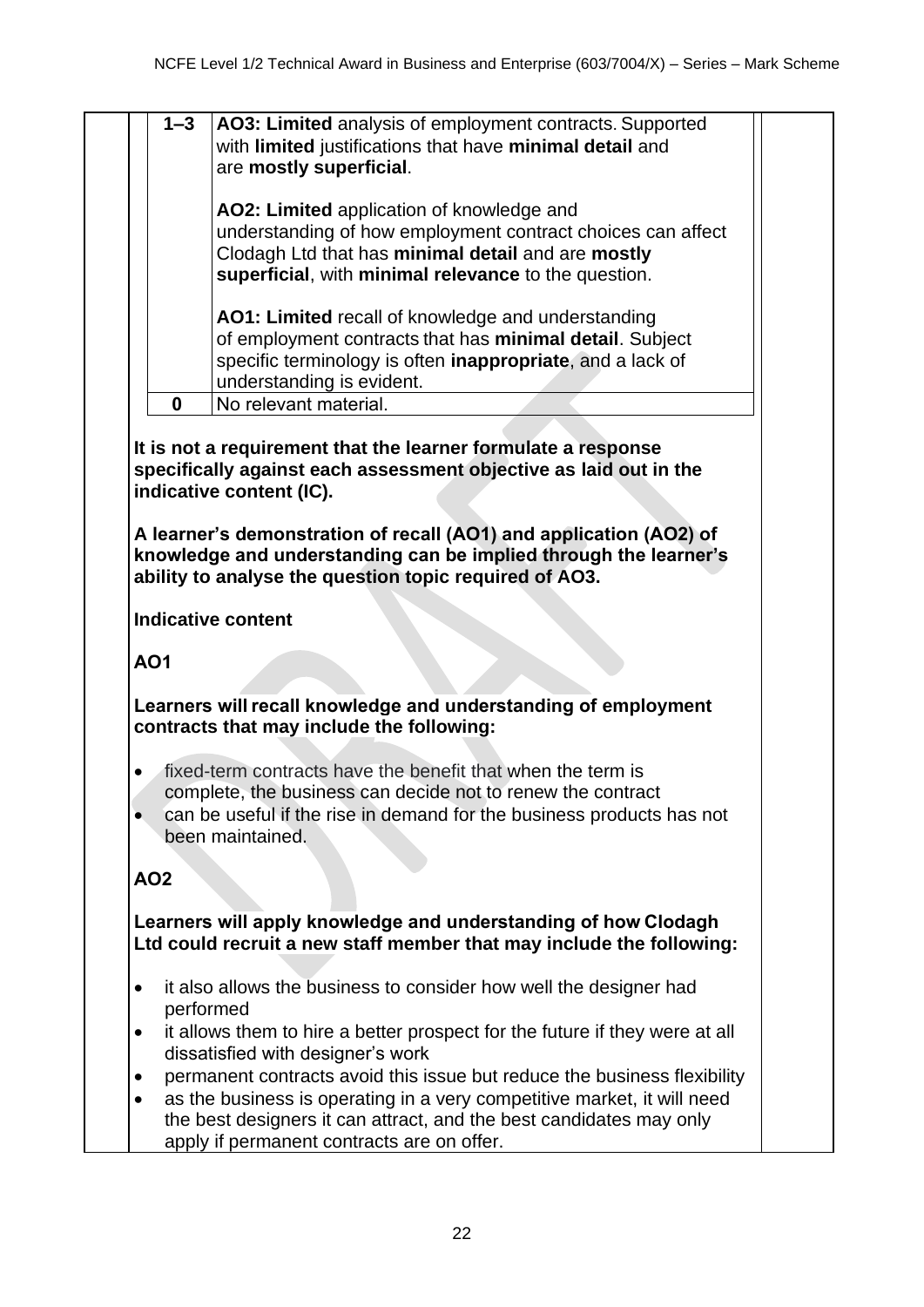| | |
|---|---|
| 1–3 | **AO3: Limited** analysis of employment contracts. Supported with **limited** justifications that have **minimal detail** and are **mostly superficial**.<br><br>**AO2: Limited** application of knowledge and understanding of how employment contract choices can affect Clodagh Ltd that has **minimal detail** and are **mostly superficial**, with **minimal relevance** to the question.<br><br>**AO1: Limited** recall of knowledge and understanding of employment contracts that has **minimal detail**. Subject specific terminology is often **inappropriate**, and a lack of understanding is evident. |
| 0 | No relevant material. |

**It is not a requirement that the learner formulate a response specifically against each assessment objective as laid out in the indicative content (IC).**

**A learner's demonstration of recall (AO1) and application (AO2) of knowledge and understanding can be implied through the learner's ability to analyse the question topic required of AO3.**

**Indicative content**

**AO1**

**Learners will recall knowledge and understanding of employment contracts that may include the following:**

- fixed-term contracts have the benefit that when the term is complete, the business can decide not to renew the contract
- can be useful if the rise in demand for the business products has not been maintained.

**AO2**

**Learners will apply knowledge and understanding of how Clodagh Ltd could recruit a new staff member that may include the following:**

- it also allows the business to consider how well the designer had performed
- it allows them to hire a better prospect for the future if they were at all dissatisfied with designer's work
- permanent contracts avoid this issue but reduce the business flexibility
- as the business is operating in a very competitive market, it will need the best designers it can attract, and the best candidates may only apply if permanent contracts are on offer.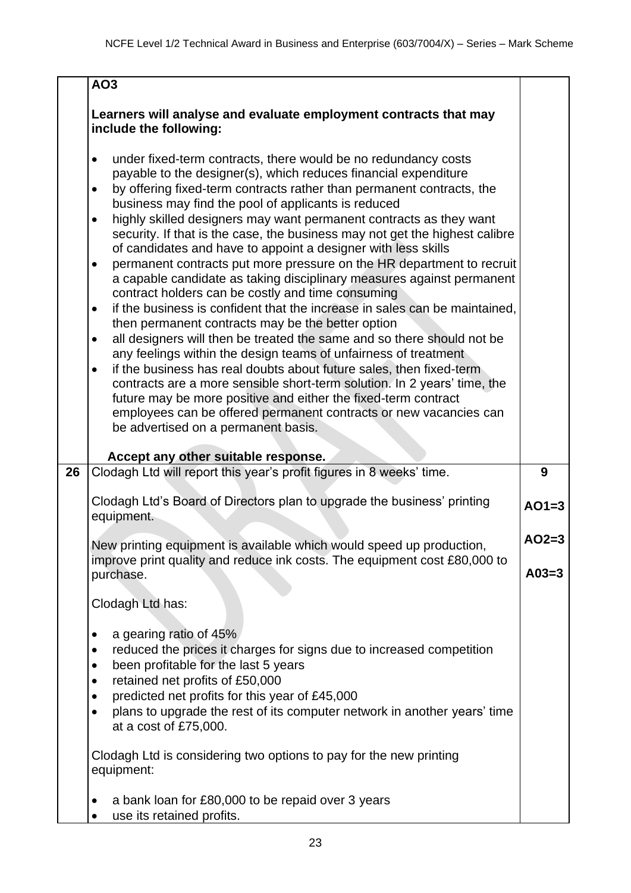| | | |
|---|---|---|
| | **AO3**<br><br>**Learners will analyse and evaluate employment contracts that may include the following:**<br><br>• under fixed-term contracts, there would be no redundancy costs payable to the designer(s), which reduces financial expenditure<br>• by offering fixed-term contracts rather than permanent contracts, the business may find the pool of applicants is reduced<br>• highly skilled designers may want permanent contracts as they want security. If that is the case, the business may not get the highest calibre of candidates and have to appoint a designer with less skills<br>• permanent contracts put more pressure on the HR department to recruit a capable candidate as taking disciplinary measures against permanent contract holders can be costly and time consuming<br>• if the business is confident that the increase in sales can be maintained, then permanent contracts may be the better option<br>• all designers will then be treated the same and so there should not be any feelings within the design teams of unfairness of treatment<br>• if the business has real doubts about future sales, then fixed-term contracts are a more sensible short-term solution. In 2 years' time, the future may be more positive and either the fixed-term contract employees can be offered permanent contracts or new vacancies can be advertised on a permanent basis.<br><br>**Accept any other suitable response.** | |
| **26** | Clodagh Ltd will report this year's profit figures in 8 weeks' time.<br><br>Clodagh Ltd's Board of Directors plan to upgrade the business' printing equipment.<br><br>New printing equipment is available which would speed up production, improve print quality and reduce ink costs. The equipment cost £80,000 to purchase.<br><br>Clodagh Ltd has:<br><br>• a gearing ratio of 45%<br>• reduced the prices it charges for signs due to increased competition<br>• been profitable for the last 5 years<br>• retained net profits of £50,000<br>• predicted net profits for this year of £45,000<br>• plans to upgrade the rest of its computer network in another years' time at a cost of £75,000.<br><br>Clodagh Ltd is considering two options to pay for the new printing equipment:<br><br>• a bank loan for £80,000 to be repaid over 3 years<br>• use its retained profits. | **9**<br><br>**AO1=3**<br><br>**AO2=3**<br><br>**A03=3** |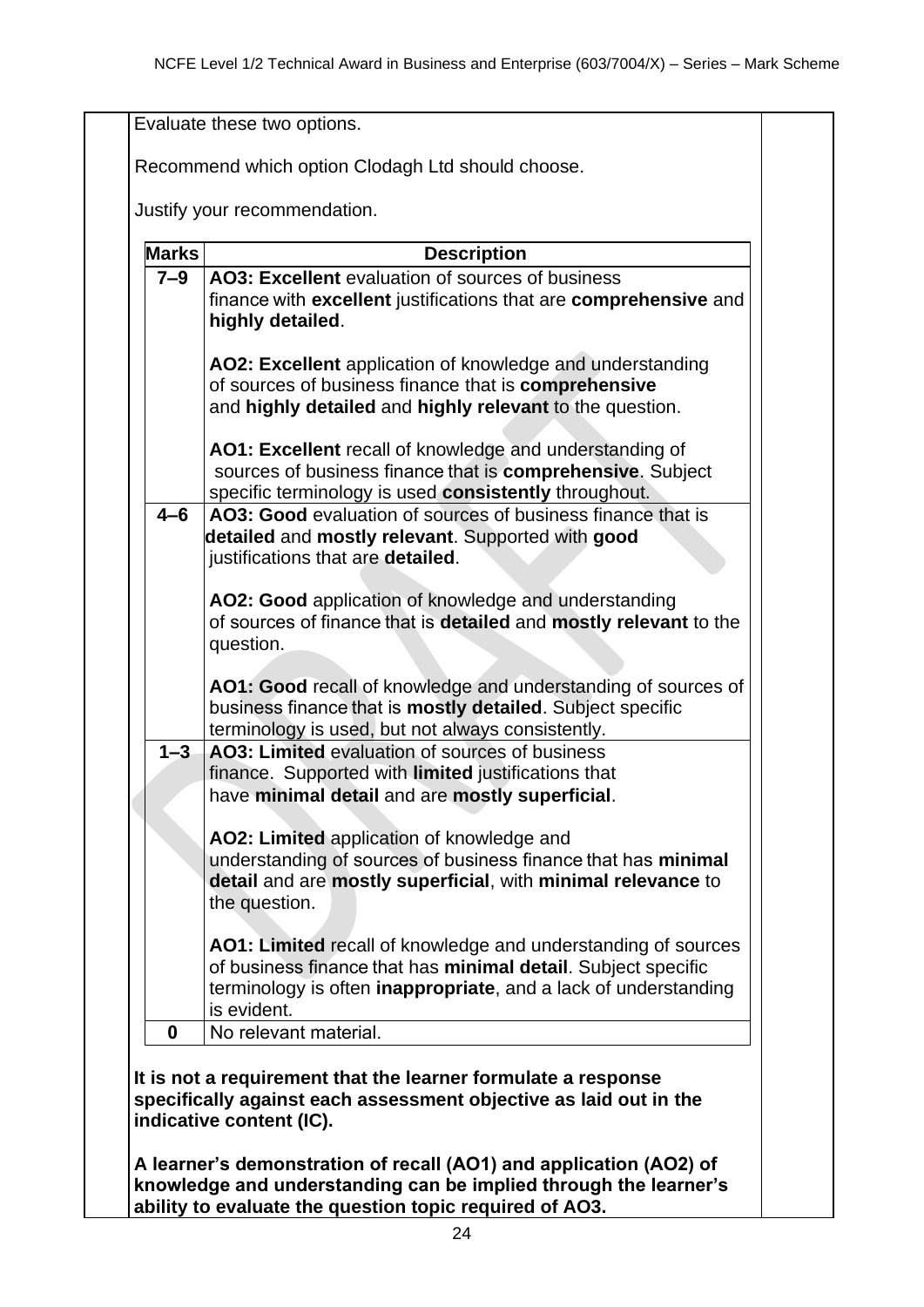Evaluate these two options.

Recommend which option Clodagh Ltd should choose.

Justify your recommendation.

| Marks | Description |
|---|---|
| 7–9 | **AO3: Excellent** evaluation of sources of business finance with **excellent** justifications that are **comprehensive** and **highly detailed**.<br><br>**AO2: Excellent** application of knowledge and understanding of sources of business finance that is **comprehensive** and **highly detailed** and **highly relevant** to the question.<br><br>**AO1: Excellent** recall of knowledge and understanding of sources of business finance that is **comprehensive**. Subject specific terminology is used **consistently** throughout. |
| 4–6 | **AO3: Good** evaluation of sources of business finance that is **detailed** and **mostly relevant**. Supported with **good** justifications that are **detailed**.<br><br>**AO2: Good** application of knowledge and understanding of sources of finance that is **detailed** and **mostly relevant** to the question.<br><br>**AO1: Good** recall of knowledge and understanding of sources of business finance that is **mostly detailed**. Subject specific terminology is used, but not always consistently. |
| 1–3 | **AO3: Limited** evaluation of sources of business finance. Supported with **limited** justifications that have **minimal detail** and are **mostly superficial**.<br><br>**AO2: Limited** application of knowledge and understanding of sources of business finance that has **minimal detail** and are **mostly superficial**, with **minimal relevance** to the question.<br><br>**AO1: Limited** recall of knowledge and understanding of sources of business finance that has **minimal detail**. Subject specific terminology is often **inappropriate**, and a lack of understanding is evident. |
| 0 | No relevant material. |

**It is not a requirement that the learner formulate a response specifically against each assessment objective as laid out in the indicative content (IC).**

**A learner's demonstration of recall (AO1) and application (AO2) of knowledge and understanding can be implied through the learner's ability to evaluate the question topic required of AO3.**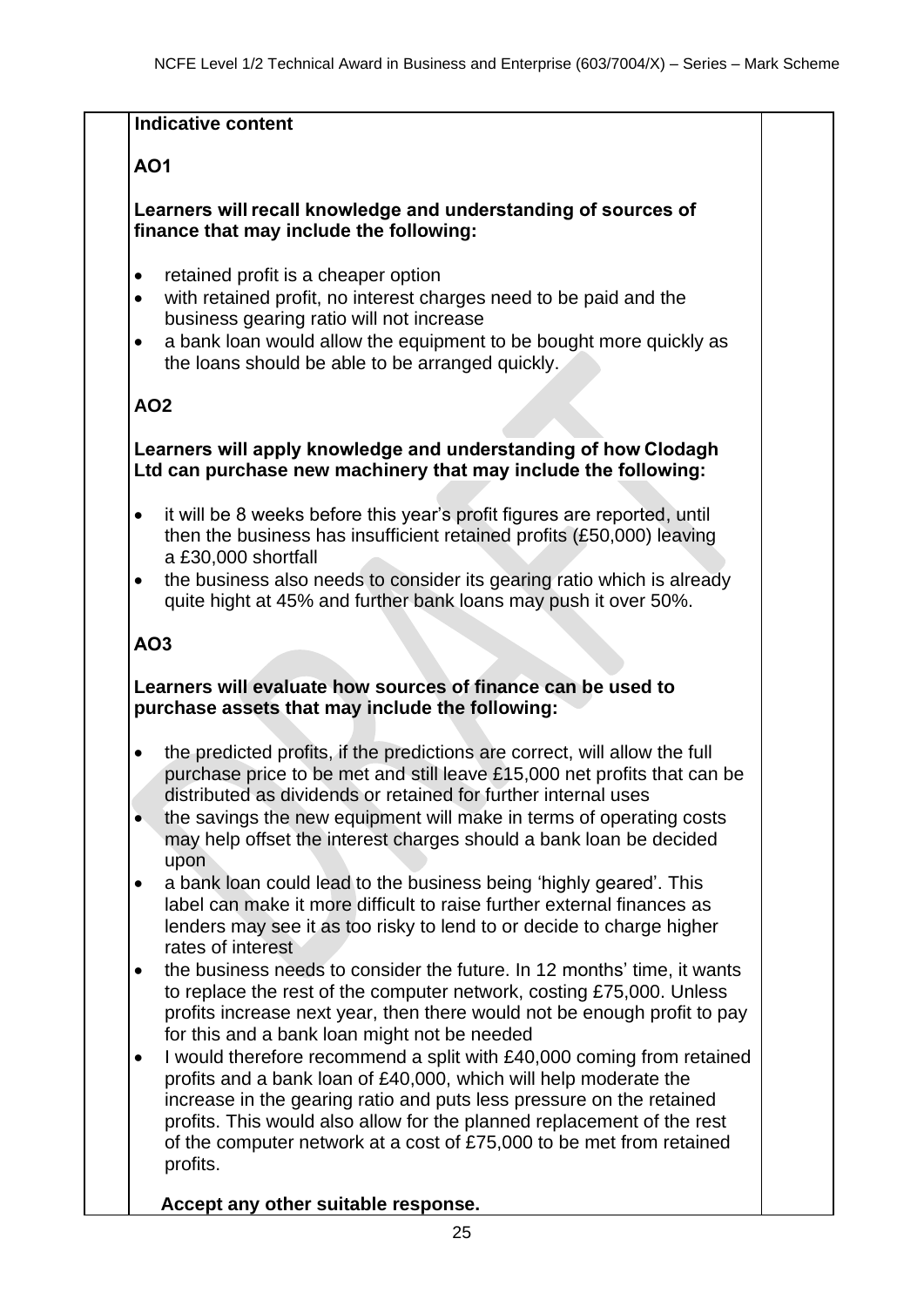**Indicative content**

**AO1**

**Learners will recall knowledge and understanding of sources of finance that may include the following:**

- retained profit is a cheaper option
- with retained profit, no interest charges need to be paid and the business gearing ratio will not increase
- a bank loan would allow the equipment to be bought more quickly as the loans should be able to be arranged quickly.

**AO2**

**Learners will apply knowledge and understanding of how Clodagh Ltd can purchase new machinery that may include the following:**

- it will be 8 weeks before this year's profit figures are reported, until then the business has insufficient retained profits (£50,000) leaving a £30,000 shortfall
- the business also needs to consider its gearing ratio which is already quite hight at 45% and further bank loans may push it over 50%.

**AO3**

**Learners will evaluate how sources of finance can be used to purchase assets that may include the following:**

- the predicted profits, if the predictions are correct, will allow the full purchase price to be met and still leave £15,000 net profits that can be distributed as dividends or retained for further internal uses
- the savings the new equipment will make in terms of operating costs may help offset the interest charges should a bank loan be decided upon
- a bank loan could lead to the business being 'highly geared'. This label can make it more difficult to raise further external finances as lenders may see it as too risky to lend to or decide to charge higher rates of interest
- the business needs to consider the future. In 12 months' time, it wants to replace the rest of the computer network, costing £75,000. Unless profits increase next year, then there would not be enough profit to pay for this and a bank loan might not be needed
- I would therefore recommend a split with £40,000 coming from retained profits and a bank loan of £40,000, which will help moderate the increase in the gearing ratio and puts less pressure on the retained profits. This would also allow for the planned replacement of the rest of the computer network at a cost of £75,000 to be met from retained profits.

**Accept any other suitable response.**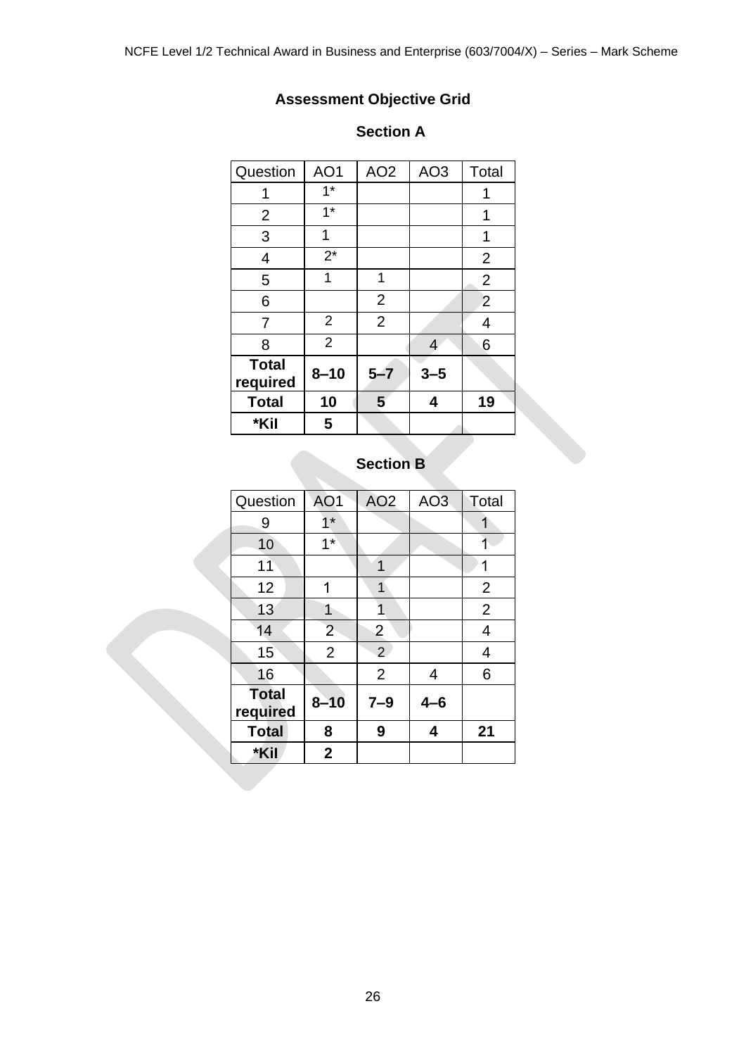## Assessment Objective Grid

### Section A

| Question | AO1 | AO2 | AO3 | Total |
|---|---|---|---|---|
| 1 | 1* | | | 1 |
| 2 | 1* | | | 1 |
| 3 | 1 | | | 1 |
| 4 | 2* | | | 2 |
| 5 | 1 | 1 | | 2 |
| 6 | | 2 | | 2 |
| 7 | 2 | 2 | | 4 |
| 8 | 2 | | 4 | 6 |
| **Total required** | **8–10** | **5–7** | **3–5** | |
| **Total** | **10** | **5** | **4** | **19** |
| ***Kil** | **5** | | | |

### Section B

| Question | AO1 | AO2 | AO3 | Total |
|---|---|---|---|---|
| 9 | 1* | | | 1 |
| 10 | 1* | | | 1 |
| 11 | | 1 | | 1 |
| 12 | 1 | 1 | | 2 |
| 13 | 1 | 1 | | 2 |
| 14 | 2 | 2 | | 4 |
| 15 | 2 | 2 | | 4 |
| 16 | | 2 | 4 | 6 |
| **Total required** | **8–10** | **7–9** | **4–6** | |
| **Total** | **8** | **9** | **4** | **21** |
| ***Kil** | **2** | | | |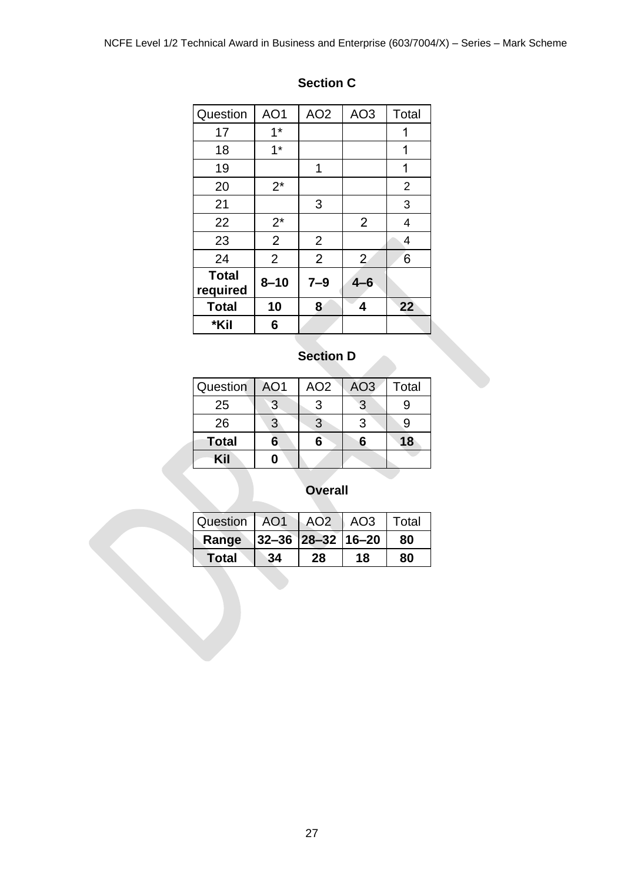## Section C

| Question | AO1 | AO2 | AO3 | Total |
|---|---|---|---|---|
| 17 | 1* | | | 1 |
| 18 | 1* | | | 1 |
| 19 | | 1 | | 1 |
| 20 | 2* | | | 2 |
| 21 | | 3 | | 3 |
| 22 | 2* | | 2 | 4 |
| 23 | 2 | 2 | | 4 |
| 24 | 2 | 2 | 2 | 6 |
| **Total required** | **8–10** | **7–9** | **4–6** | |
| **Total** | **10** | **8** | **4** | **22** |
| ***Kil** | **6** | | | |

## Section D

| Question | AO1 | AO2 | AO3 | Total |
|---|---|---|---|---|
| 25 | 3 | 3 | 3 | 9 |
| 26 | 3 | 3 | 3 | 9 |
| **Total** | **6** | **6** | **6** | **18** |
| **Kil** | **0** | | | |

## Overall

| Question | AO1 | AO2 | AO3 | Total |
|---|---|---|---|---|
| **Range** | **32–36** | **28–32** | **16–20** | **80** |
| **Total** | **34** | **28** | **18** | **80** |